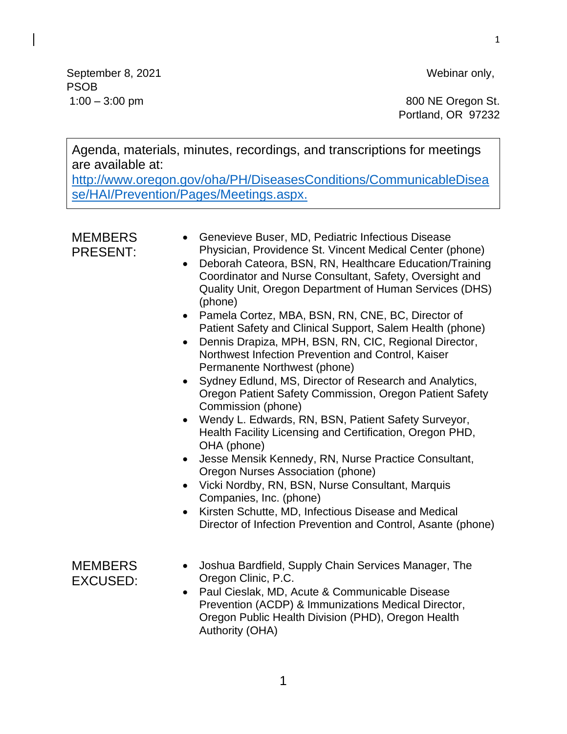September 8, 2021
PSOB
1:00 – 3:00 pm

Webinar only,

800 NE Oregon St.
Portland, OR 97232

Agenda, materials, minutes, recordings, and transcriptions for meetings are available at: http://www.oregon.gov/oha/PH/DiseasesConditions/CommunicableDisease/HAI/Prevention/Pages/Meetings.aspx.

**MEMBERS PRESENT:**

- Genevieve Buser, MD, Pediatric Infectious Disease Physician, Providence St. Vincent Medical Center (phone)
- Deborah Cateora, BSN, RN, Healthcare Education/Training Coordinator and Nurse Consultant, Safety, Oversight and Quality Unit, Oregon Department of Human Services (DHS) (phone)
- Pamela Cortez, MBA, BSN, RN, CNE, BC, Director of Patient Safety and Clinical Support, Salem Health (phone)
- Dennis Drapiza, MPH, BSN, RN, CIC, Regional Director, Northwest Infection Prevention and Control, Kaiser Permanente Northwest (phone)
- Sydney Edlund, MS, Director of Research and Analytics, Oregon Patient Safety Commission, Oregon Patient Safety Commission (phone)
- Wendy L. Edwards, RN, BSN, Patient Safety Surveyor, Health Facility Licensing and Certification, Oregon PHD, OHA (phone)
- Jesse Mensik Kennedy, RN, Nurse Practice Consultant, Oregon Nurses Association (phone)
- Vicki Nordby, RN, BSN, Nurse Consultant, Marquis Companies, Inc. (phone)
- Kirsten Schutte, MD, Infectious Disease and Medical Director of Infection Prevention and Control, Asante (phone)

**MEMBERS EXCUSED:**

- Joshua Bardfield, Supply Chain Services Manager, The Oregon Clinic, P.C.
- Paul Cieslak, MD, Acute & Communicable Disease Prevention (ACDP) & Immunizations Medical Director, Oregon Public Health Division (PHD), Oregon Health Authority (OHA)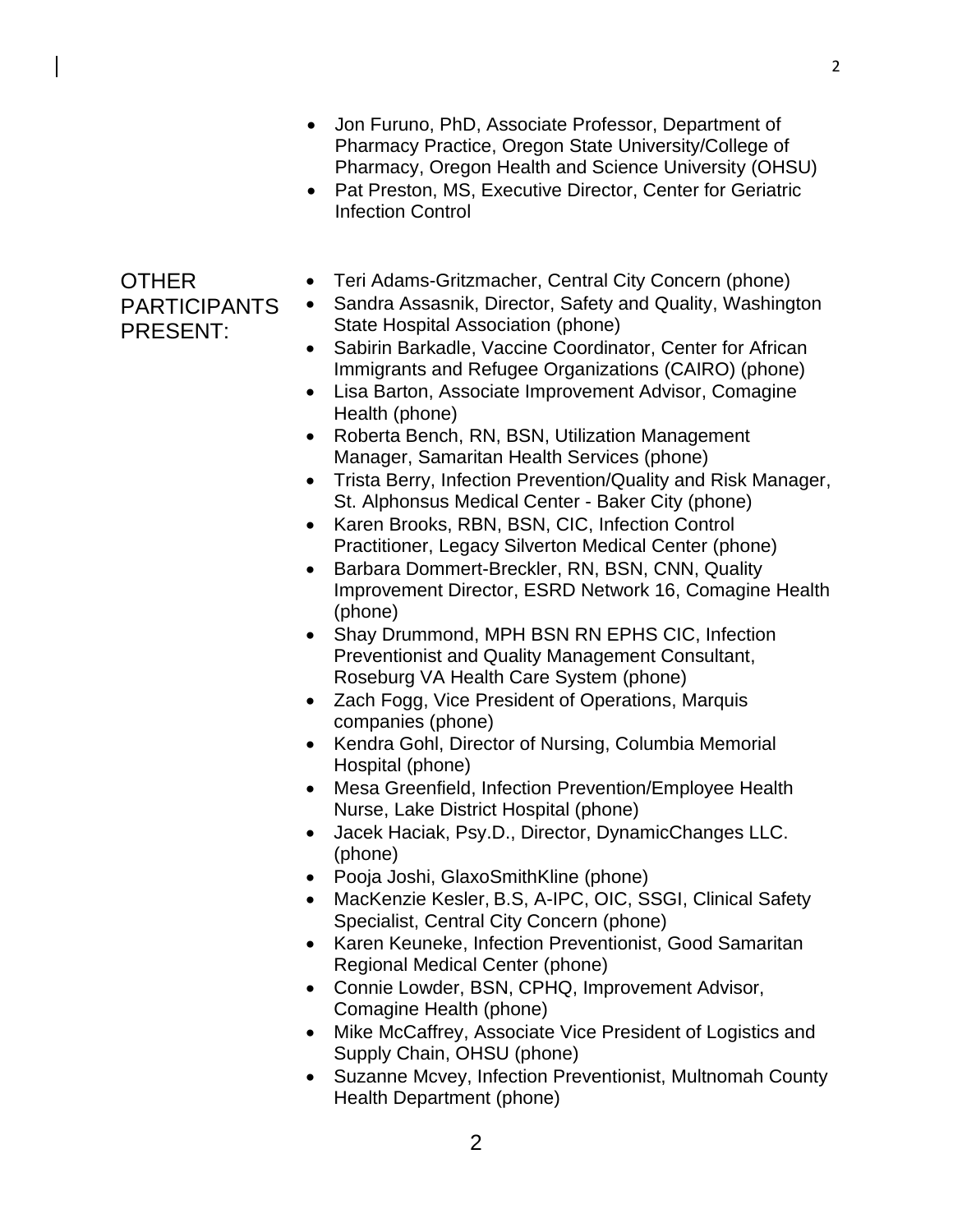- Jon Furuno, PhD, Associate Professor, Department of Pharmacy Practice, Oregon State University/College of Pharmacy, Oregon Health and Science University (OHSU)
- Pat Preston, MS, Executive Director, Center for Geriatric Infection Control

**OTHER PARTICIPANTS PRESENT:**

- Teri Adams-Gritzmacher, Central City Concern (phone)
- Sandra Assasnik, Director, Safety and Quality, Washington State Hospital Association (phone)
- Sabirin Barkadle, Vaccine Coordinator, Center for African Immigrants and Refugee Organizations (CAIRO) (phone)
- Lisa Barton, Associate Improvement Advisor, Comagine Health (phone)
- Roberta Bench, RN, BSN, Utilization Management Manager, Samaritan Health Services (phone)
- Trista Berry, Infection Prevention/Quality and Risk Manager, St. Alphonsus Medical Center - Baker City (phone)
- Karen Brooks, RBN, BSN, CIC, Infection Control Practitioner, Legacy Silverton Medical Center (phone)
- Barbara Dommert-Breckler, RN, BSN, CNN, Quality Improvement Director, ESRD Network 16, Comagine Health (phone)
- Shay Drummond, MPH BSN RN EPHS CIC, Infection Preventionist and Quality Management Consultant, Roseburg VA Health Care System (phone)
- Zach Fogg, Vice President of Operations, Marquis companies (phone)
- Kendra Gohl, Director of Nursing, Columbia Memorial Hospital (phone)
- Mesa Greenfield, Infection Prevention/Employee Health Nurse, Lake District Hospital (phone)
- Jacek Haciak, Psy.D., Director, DynamicChanges LLC. (phone)
- Pooja Joshi, GlaxoSmithKline (phone)
- MacKenzie Kesler, B.S, A-IPC, OIC, SSGI, Clinical Safety Specialist, Central City Concern (phone)
- Karen Keuneke, Infection Preventionist, Good Samaritan Regional Medical Center (phone)
- Connie Lowder, BSN, CPHQ, Improvement Advisor, Comagine Health (phone)
- Mike McCaffrey, Associate Vice President of Logistics and Supply Chain, OHSU (phone)
- Suzanne Mcvey, Infection Preventionist, Multnomah County Health Department (phone)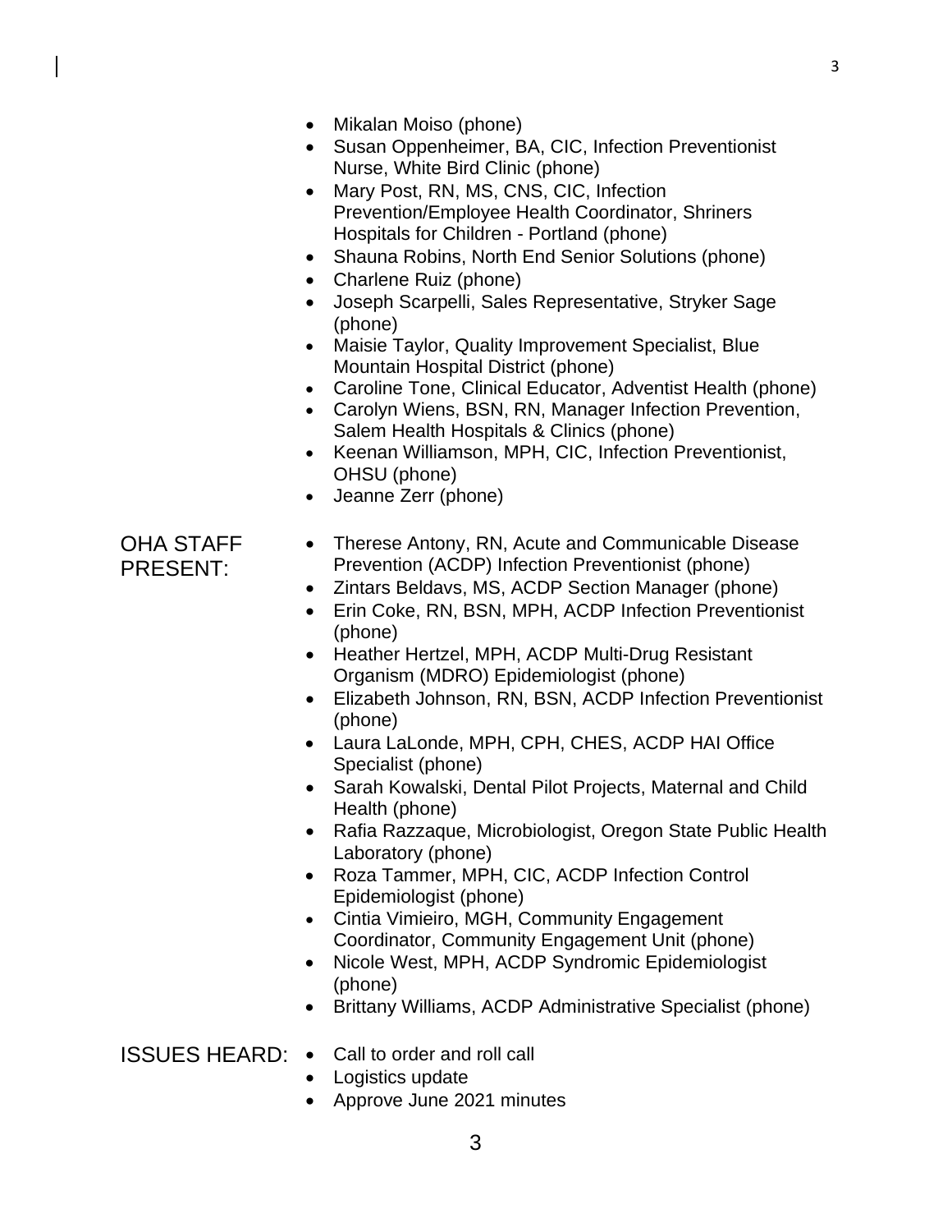- Mikalan Moiso (phone)
- Susan Oppenheimer, BA, CIC, Infection Preventionist Nurse, White Bird Clinic (phone)
- Mary Post, RN, MS, CNS, CIC, Infection Prevention/Employee Health Coordinator, Shriners Hospitals for Children - Portland (phone)
- Shauna Robins, North End Senior Solutions (phone)
- Charlene Ruiz (phone)
- Joseph Scarpelli, Sales Representative, Stryker Sage (phone)
- Maisie Taylor, Quality Improvement Specialist, Blue Mountain Hospital District (phone)
- Caroline Tone, Clinical Educator, Adventist Health (phone)
- Carolyn Wiens, BSN, RN, Manager Infection Prevention, Salem Health Hospitals & Clinics (phone)
- Keenan Williamson, MPH, CIC, Infection Preventionist, OHSU (phone)
- Jeanne Zerr (phone)

OHA STAFF PRESENT:

- Therese Antony, RN, Acute and Communicable Disease Prevention (ACDP) Infection Preventionist (phone)
- Zintars Beldavs, MS, ACDP Section Manager (phone)
- Erin Coke, RN, BSN, MPH, ACDP Infection Preventionist (phone)
- Heather Hertzel, MPH, ACDP Multi-Drug Resistant Organism (MDRO) Epidemiologist (phone)
- Elizabeth Johnson, RN, BSN, ACDP Infection Preventionist (phone)
- Laura LaLonde, MPH, CPH, CHES, ACDP HAI Office Specialist (phone)
- Sarah Kowalski, Dental Pilot Projects, Maternal and Child Health (phone)
- Rafia Razzaque, Microbiologist, Oregon State Public Health Laboratory (phone)
- Roza Tammer, MPH, CIC, ACDP Infection Control Epidemiologist (phone)
- Cintia Vimieiro, MGH, Community Engagement Coordinator, Community Engagement Unit (phone)
- Nicole West, MPH, ACDP Syndromic Epidemiologist (phone)
- Brittany Williams, ACDP Administrative Specialist (phone)

ISSUES HEARD:

- Call to order and roll call
- Logistics update
- Approve June 2021 minutes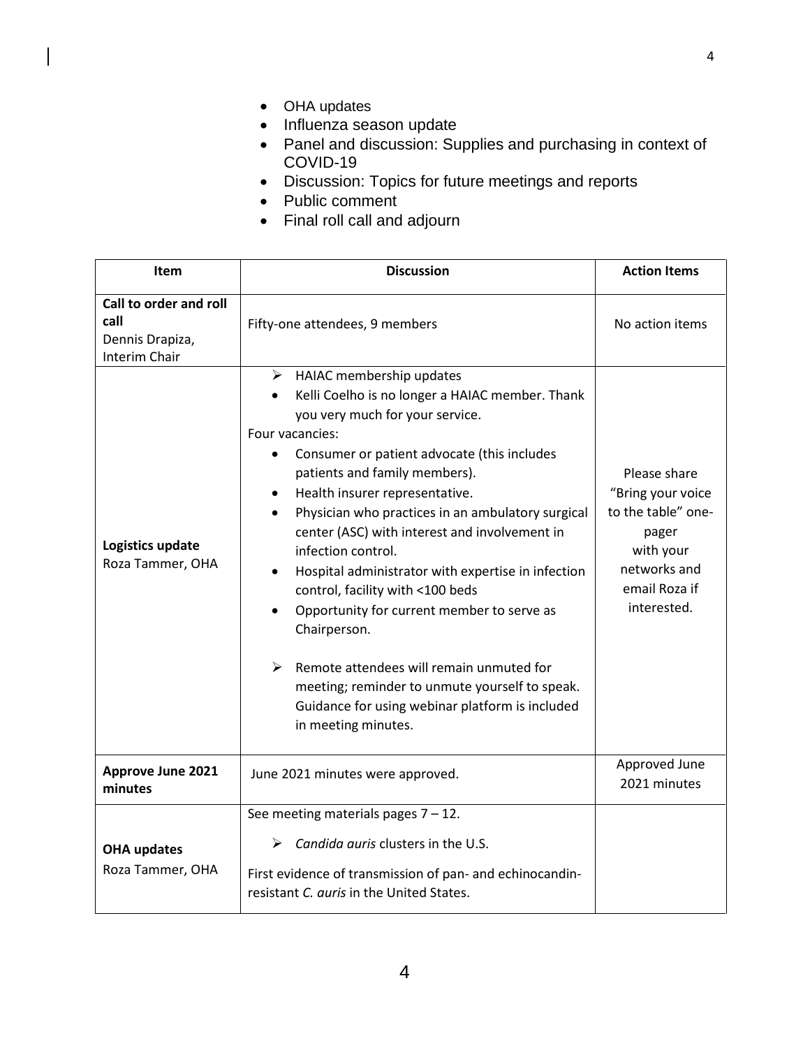- OHA updates
- Influenza season update
- Panel and discussion: Supplies and purchasing in context of COVID-19
- Discussion: Topics for future meetings and reports
- Public comment
- Final roll call and adjourn

| Item | Discussion | Action Items |
|---|---|---|
| **Call to order and roll call**<br>Dennis Drapiza, Interim Chair | Fifty-one attendees, 9 members | No action items |
| **Logistics update**<br>Roza Tammer, OHA | ➢ HAIAC membership updates<br>• Kelli Coelho is no longer a HAIAC member. Thank you very much for your service.<br>Four vacancies:<br>• Consumer or patient advocate (this includes patients and family members).<br>• Health insurer representative.<br>• Physician who practices in an ambulatory surgical center (ASC) with interest and involvement in infection control.<br>• Hospital administrator with expertise in infection control, facility with <100 beds<br>• Opportunity for current member to serve as Chairperson.<br><br>➢ Remote attendees will remain unmuted for meeting; reminder to unmute yourself to speak. Guidance for using webinar platform is included in meeting minutes. | Please share "Bring your voice to the table" one-pager with your networks and email Roza if interested. |
| **Approve June 2021 minutes** | June 2021 minutes were approved. | Approved June 2021 minutes |
| **OHA updates**<br>Roza Tammer, OHA | See meeting materials pages 7 – 12.<br>➢ *Candida auris* clusters in the U.S.<br>First evidence of transmission of pan- and echinocandin-resistant *C. auris* in the United States. | |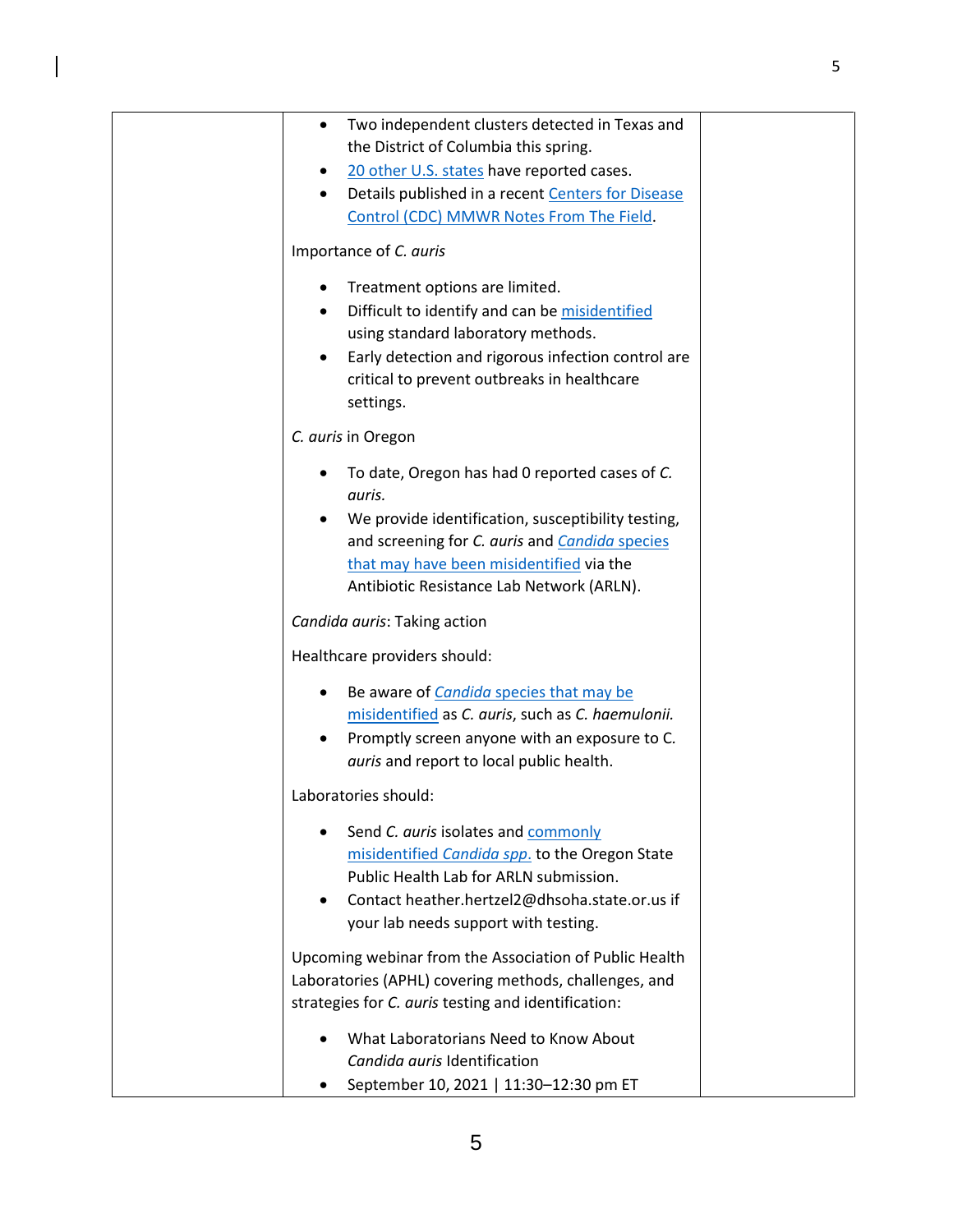| | | |
|---|---|---|
| | • Two independent clusters detected in Texas and the District of Columbia this spring.<br>• 20 other U.S. states have reported cases.<br>• Details published in a recent Centers for Disease Control (CDC) MMWR Notes From The Field.<br><br>Importance of *C. auris*<br><br>• Treatment options are limited.<br>• Difficult to identify and can be misidentified using standard laboratory methods.<br>• Early detection and rigorous infection control are critical to prevent outbreaks in healthcare settings.<br><br>*C. auris* in Oregon<br><br>• To date, Oregon has had 0 reported cases of *C. auris.*<br>• We provide identification, susceptibility testing, and screening for *C. auris* and *Candida* species that may have been misidentified via the Antibiotic Resistance Lab Network (ARLN).<br><br>*Candida auris*: Taking action<br><br>Healthcare providers should:<br><br>• Be aware of *Candida* species that may be misidentified as *C. auris*, such as *C. haemulonii.*<br>• Promptly screen anyone with an exposure to C. *auris* and report to local public health.<br><br>Laboratories should:<br><br>• Send *C. auris* isolates and commonly misidentified *Candida spp.* to the Oregon State Public Health Lab for ARLN submission.<br>• Contact heather.hertzel2@dhsoha.state.or.us if your lab needs support with testing.<br><br>Upcoming webinar from the Association of Public Health Laboratories (APHL) covering methods, challenges, and strategies for *C. auris* testing and identification:<br><br>• What Laboratorians Need to Know About *Candida auris* Identification<br>• September 10, 2021 \| 11:30–12:30 pm ET | |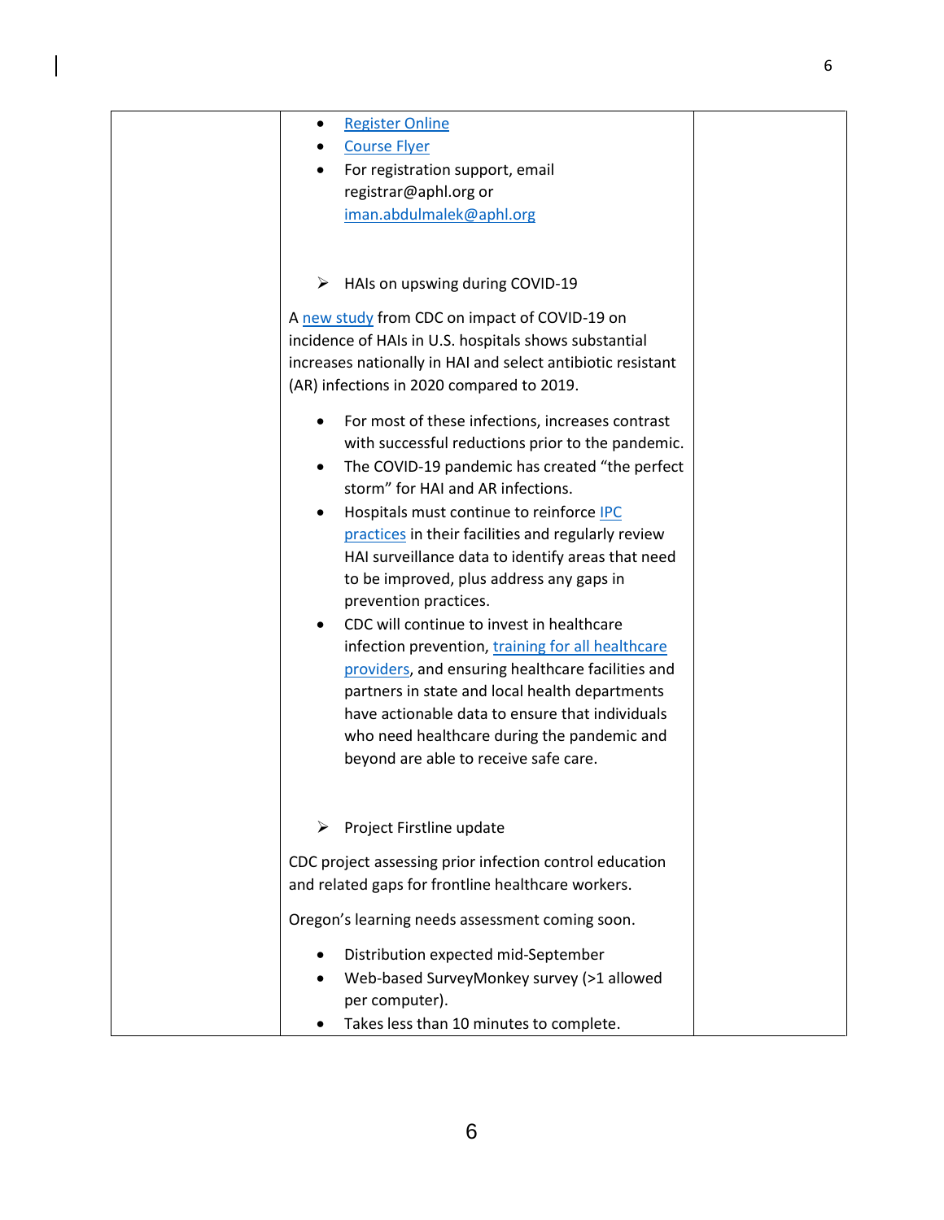| | | |
|---|---|---|
| | • Register Online<br>• Course Flyer<br>• For registration support, email registrar@aphl.org or iman.abdulmalek@aphl.org<br><br>➢ HAIs on upswing during COVID-19<br><br>A new study from CDC on impact of COVID-19 on incidence of HAIs in U.S. hospitals shows substantial increases nationally in HAI and select antibiotic resistant (AR) infections in 2020 compared to 2019.<br><br>• For most of these infections, increases contrast with successful reductions prior to the pandemic.<br>• The COVID-19 pandemic has created "the perfect storm" for HAI and AR infections.<br>• Hospitals must continue to reinforce IPC practices in their facilities and regularly review HAI surveillance data to identify areas that need to be improved, plus address any gaps in prevention practices.<br>• CDC will continue to invest in healthcare infection prevention, training for all healthcare providers, and ensuring healthcare facilities and partners in state and local health departments have actionable data to ensure that individuals who need healthcare during the pandemic and beyond are able to receive safe care.<br><br>➢ Project Firstline update<br><br>CDC project assessing prior infection control education and related gaps for frontline healthcare workers.<br><br>Oregon's learning needs assessment coming soon.<br><br>• Distribution expected mid-September<br>• Web-based SurveyMonkey survey (>1 allowed per computer).<br>• Takes less than 10 minutes to complete. | |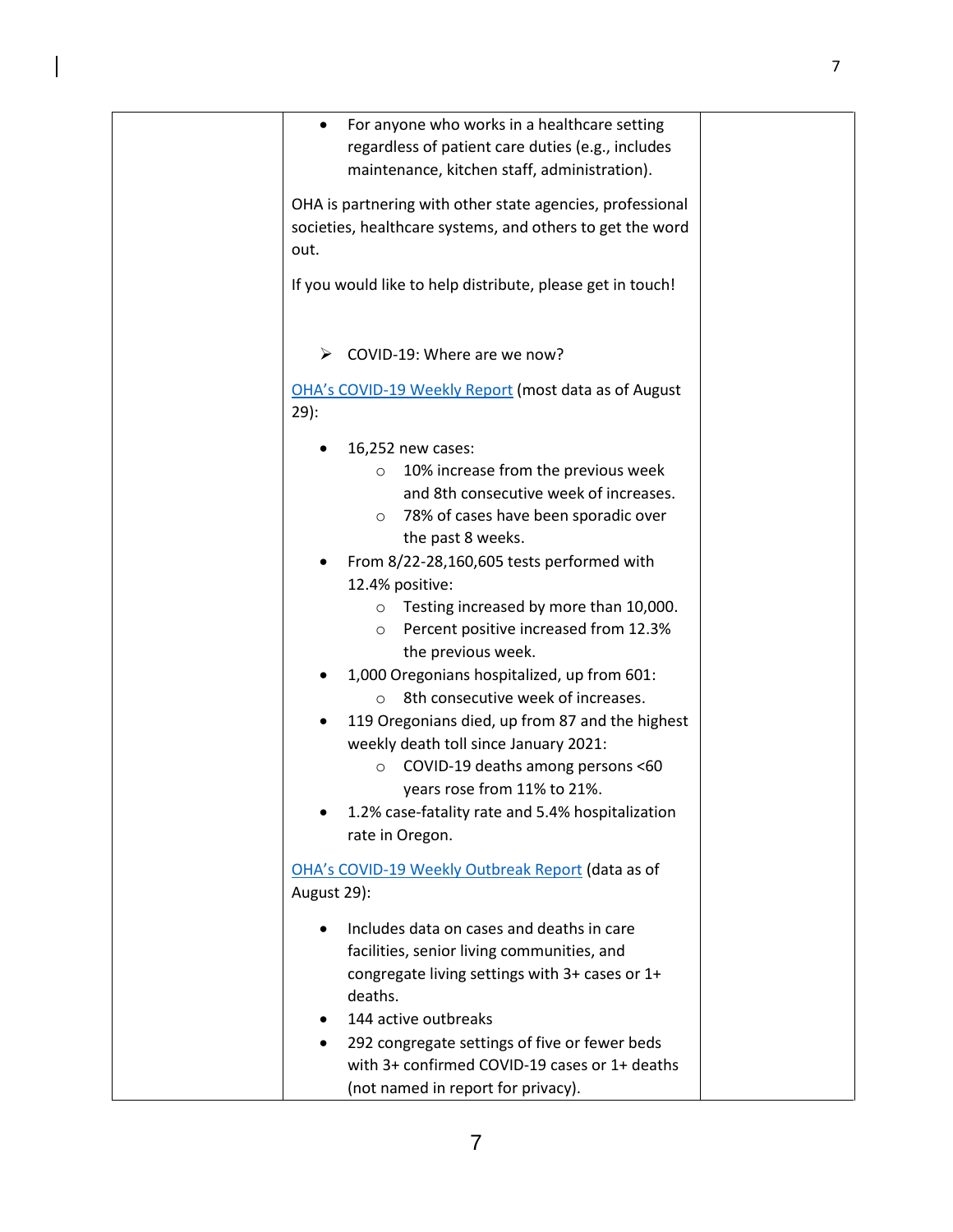| | <ul><li>For anyone who works in a healthcare setting regardless of patient care duties (e.g., includes maintenance, kitchen staff, administration).</li></ul>OHA is partnering with other state agencies, professional societies, healthcare systems, and others to get the word out.<br><br>If you would like to help distribute, please get in touch!<br><br>➢ COVID-19: Where are we now?<br><br>OHA's COVID-19 Weekly Report (most data as of August 29):<ul><li>16,252 new cases:<ul><li>10% increase from the previous week and 8th consecutive week of increases.</li><li>78% of cases have been sporadic over the past 8 weeks.</li></ul></li><li>From 8/22-28,160,605 tests performed with 12.4% positive:<ul><li>Testing increased by more than 10,000.</li><li>Percent positive increased from 12.3% the previous week.</li></ul></li><li>1,000 Oregonians hospitalized, up from 601:<ul><li>8th consecutive week of increases.</li></ul></li><li>119 Oregonians died, up from 87 and the highest weekly death toll since January 2021:<ul><li>COVID-19 deaths among persons <60 years rose from 11% to 21%.</li></ul></li><li>1.2% case-fatality rate and 5.4% hospitalization rate in Oregon.</li></ul>OHA's COVID-19 Weekly Outbreak Report (data as of August 29):<ul><li>Includes data on cases and deaths in care facilities, senior living communities, and congregate living settings with 3+ cases or 1+ deaths.</li><li>144 active outbreaks</li><li>292 congregate settings of five or fewer beds with 3+ confirmed COVID-19 cases or 1+ deaths (not named in report for privacy).</li></ul> | |
|---|---|---|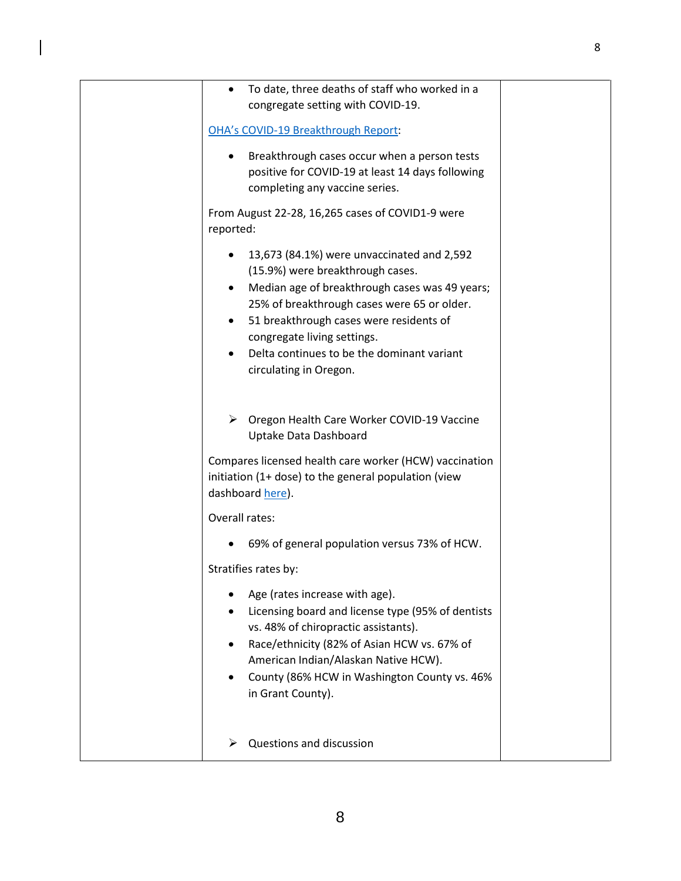| | • To date, three deaths of staff who worked in a congregate setting with COVID-19.<br><br>OHA's COVID-19 Breakthrough Report:<br><br>• Breakthrough cases occur when a person tests positive for COVID-19 at least 14 days following completing any vaccine series.<br><br>From August 22-28, 16,265 cases of COVID1-9 were reported:<br><br>• 13,673 (84.1%) were unvaccinated and 2,592 (15.9%) were breakthrough cases.<br>• Median age of breakthrough cases was 49 years; 25% of breakthrough cases were 65 or older.<br>• 51 breakthrough cases were residents of congregate living settings.<br>• Delta continues to be the dominant variant circulating in Oregon.<br><br>➢ Oregon Health Care Worker COVID-19 Vaccine Uptake Data Dashboard<br><br>Compares licensed health care worker (HCW) vaccination initiation (1+ dose) to the general population (view dashboard here).<br><br>Overall rates:<br><br>• 69% of general population versus 73% of HCW.<br><br>Stratifies rates by:<br><br>• Age (rates increase with age).<br>• Licensing board and license type (95% of dentists vs. 48% of chiropractic assistants).<br>• Race/ethnicity (82% of Asian HCW vs. 67% of American Indian/Alaskan Native HCW).<br>• County (86% HCW in Washington County vs. 46% in Grant County).<br><br>➢ Questions and discussion | |
|---|---|---|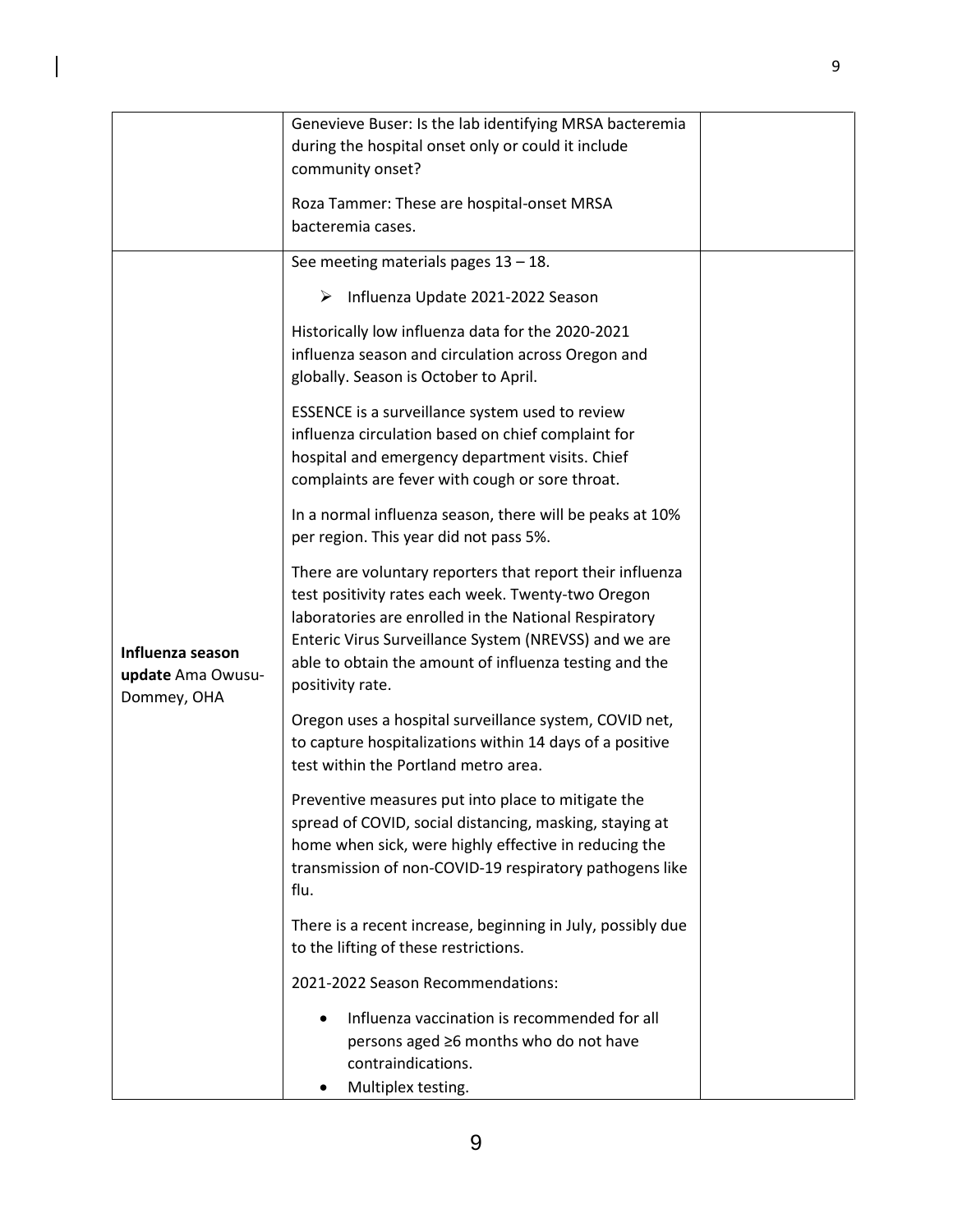| | | |
|---|---|---|
| | Genevieve Buser: Is the lab identifying MRSA bacteremia during the hospital onset only or could it include community onset?<br><br>Roza Tammer: These are hospital-onset MRSA bacteremia cases. | |
| **Influenza season update** Ama Owusu-Dommey, OHA | See meeting materials pages 13 – 18.<br><br>➢ Influenza Update 2021-2022 Season<br><br>Historically low influenza data for the 2020-2021 influenza season and circulation across Oregon and globally. Season is October to April.<br><br>ESSENCE is a surveillance system used to review influenza circulation based on chief complaint for hospital and emergency department visits. Chief complaints are fever with cough or sore throat.<br><br>In a normal influenza season, there will be peaks at 10% per region. This year did not pass 5%.<br><br>There are voluntary reporters that report their influenza test positivity rates each week. Twenty-two Oregon laboratories are enrolled in the National Respiratory Enteric Virus Surveillance System (NREVSS) and we are able to obtain the amount of influenza testing and the positivity rate.<br><br>Oregon uses a hospital surveillance system, COVID net, to capture hospitalizations within 14 days of a positive test within the Portland metro area.<br><br>Preventive measures put into place to mitigate the spread of COVID, social distancing, masking, staying at home when sick, were highly effective in reducing the transmission of non-COVID-19 respiratory pathogens like flu.<br><br>There is a recent increase, beginning in July, possibly due to the lifting of these restrictions.<br><br>2021-2022 Season Recommendations:<br><br>• Influenza vaccination is recommended for all persons aged ≥6 months who do not have contraindications.<br>• Multiplex testing. | |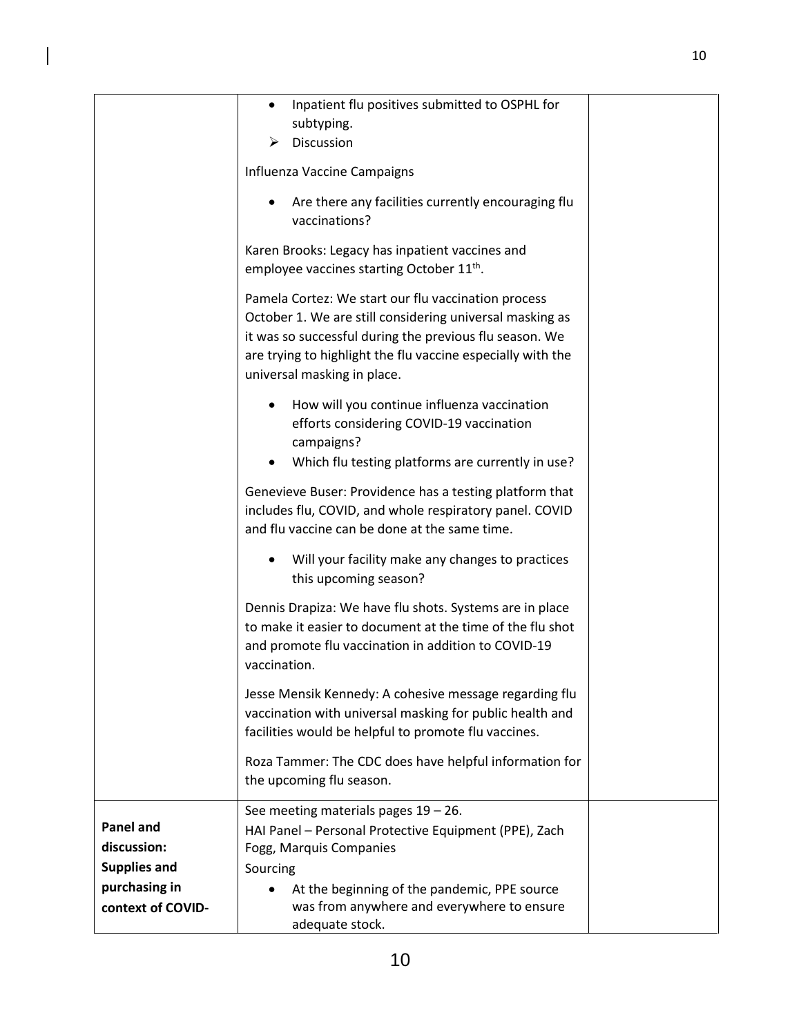| | | |
|---|---|---|
| | • Inpatient flu positives submitted to OSPHL for subtyping.<br>➢ Discussion<br><br>Influenza Vaccine Campaigns<br><br>• Are there any facilities currently encouraging flu vaccinations?<br><br>Karen Brooks: Legacy has inpatient vaccines and employee vaccines starting October 11th.<br><br>Pamela Cortez: We start our flu vaccination process October 1. We are still considering universal masking as it was so successful during the previous flu season. We are trying to highlight the flu vaccine especially with the universal masking in place.<br><br>• How will you continue influenza vaccination efforts considering COVID-19 vaccination campaigns?<br>• Which flu testing platforms are currently in use?<br><br>Genevieve Buser: Providence has a testing platform that includes flu, COVID, and whole respiratory panel. COVID and flu vaccine can be done at the same time.<br><br>• Will your facility make any changes to practices this upcoming season?<br><br>Dennis Drapiza: We have flu shots. Systems are in place to make it easier to document at the time of the flu shot and promote flu vaccination in addition to COVID-19 vaccination.<br><br>Jesse Mensik Kennedy: A cohesive message regarding flu vaccination with universal masking for public health and facilities would be helpful to promote flu vaccines.<br><br>Roza Tammer: The CDC does have helpful information for the upcoming flu season. | |
| **Panel and discussion: Supplies and purchasing in context of COVID-** | See meeting materials pages 19 – 26.<br>HAI Panel – Personal Protective Equipment (PPE), Zach Fogg, Marquis Companies<br>Sourcing<br>• At the beginning of the pandemic, PPE source was from anywhere and everywhere to ensure adequate stock. | |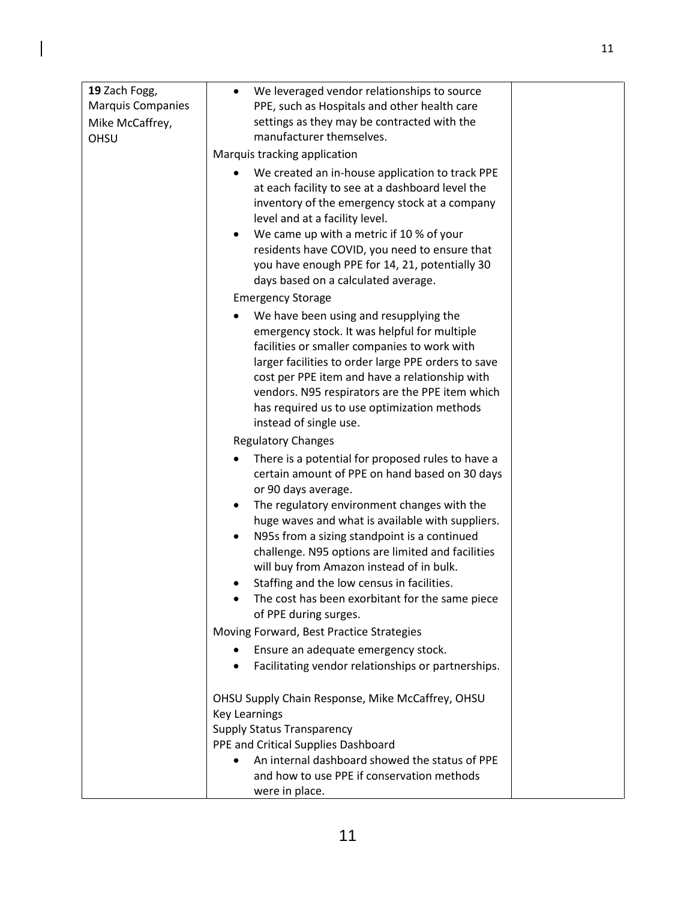| 19 Zach Fogg, Marquis Companies<br>Mike McCaffrey, OHSU | • We leveraged vendor relationships to source PPE, such as Hospitals and other health care settings as they may be contracted with the manufacturer themselves.<br>Marquis tracking application<br>• We created an in-house application to track PPE at each facility to see at a dashboard level the inventory of the emergency stock at a company level and at a facility level.<br>• We came up with a metric if 10 % of your residents have COVID, you need to ensure that you have enough PPE for 14, 21, potentially 30 days based on a calculated average.<br>Emergency Storage<br>• We have been using and resupplying the emergency stock. It was helpful for multiple facilities or smaller companies to work with larger facilities to order large PPE orders to save cost per PPE item and have a relationship with vendors. N95 respirators are the PPE item which has required us to use optimization methods instead of single use.<br>Regulatory Changes<br>• There is a potential for proposed rules to have a certain amount of PPE on hand based on 30 days or 90 days average.<br>• The regulatory environment changes with the huge waves and what is available with suppliers.<br>• N95s from a sizing standpoint is a continued challenge. N95 options are limited and facilities will buy from Amazon instead of in bulk.<br>• Staffing and the low census in facilities.<br>• The cost has been exorbitant for the same piece of PPE during surges.<br>Moving Forward, Best Practice Strategies<br>• Ensure an adequate emergency stock.<br>• Facilitating vendor relationships or partnerships.<br><br>OHSU Supply Chain Response, Mike McCaffrey, OHSU<br>Key Learnings<br>Supply Status Transparency<br>PPE and Critical Supplies Dashboard<br>• An internal dashboard showed the status of PPE and how to use PPE if conservation methods were in place. | |
|---|---|---|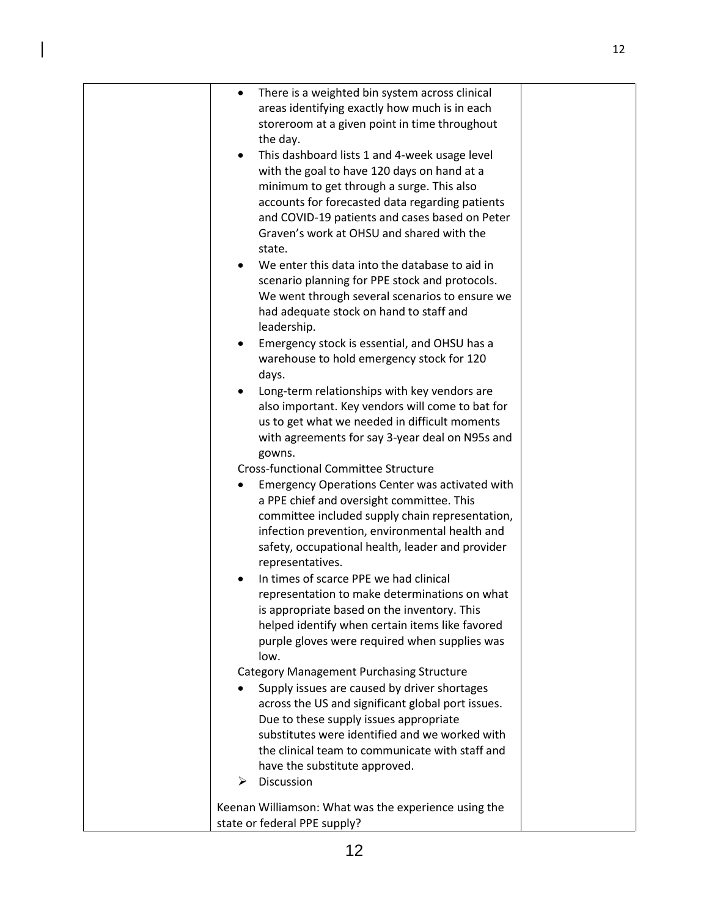| | | |
|---|---|---|
| | • There is a weighted bin system across clinical areas identifying exactly how much is in each storeroom at a given point in time throughout the day.<br>• This dashboard lists 1 and 4-week usage level with the goal to have 120 days on hand at a minimum to get through a surge. This also accounts for forecasted data regarding patients and COVID-19 patients and cases based on Peter Graven's work at OHSU and shared with the state.<br>• We enter this data into the database to aid in scenario planning for PPE stock and protocols. We went through several scenarios to ensure we had adequate stock on hand to staff and leadership.<br>• Emergency stock is essential, and OHSU has a warehouse to hold emergency stock for 120 days.<br>• Long-term relationships with key vendors are also important. Key vendors will come to bat for us to get what we needed in difficult moments with agreements for say 3-year deal on N95s and gowns.<br>Cross-functional Committee Structure<br>• Emergency Operations Center was activated with a PPE chief and oversight committee. This committee included supply chain representation, infection prevention, environmental health and safety, occupational health, leader and provider representatives.<br>• In times of scarce PPE we had clinical representation to make determinations on what is appropriate based on the inventory. This helped identify when certain items like favored purple gloves were required when supplies was low.<br>Category Management Purchasing Structure<br>• Supply issues are caused by driver shortages across the US and significant global port issues. Due to these supply issues appropriate substitutes were identified and we worked with the clinical team to communicate with staff and have the substitute approved.<br>➢ Discussion<br><br>Keenan Williamson: What was the experience using the state or federal PPE supply? | |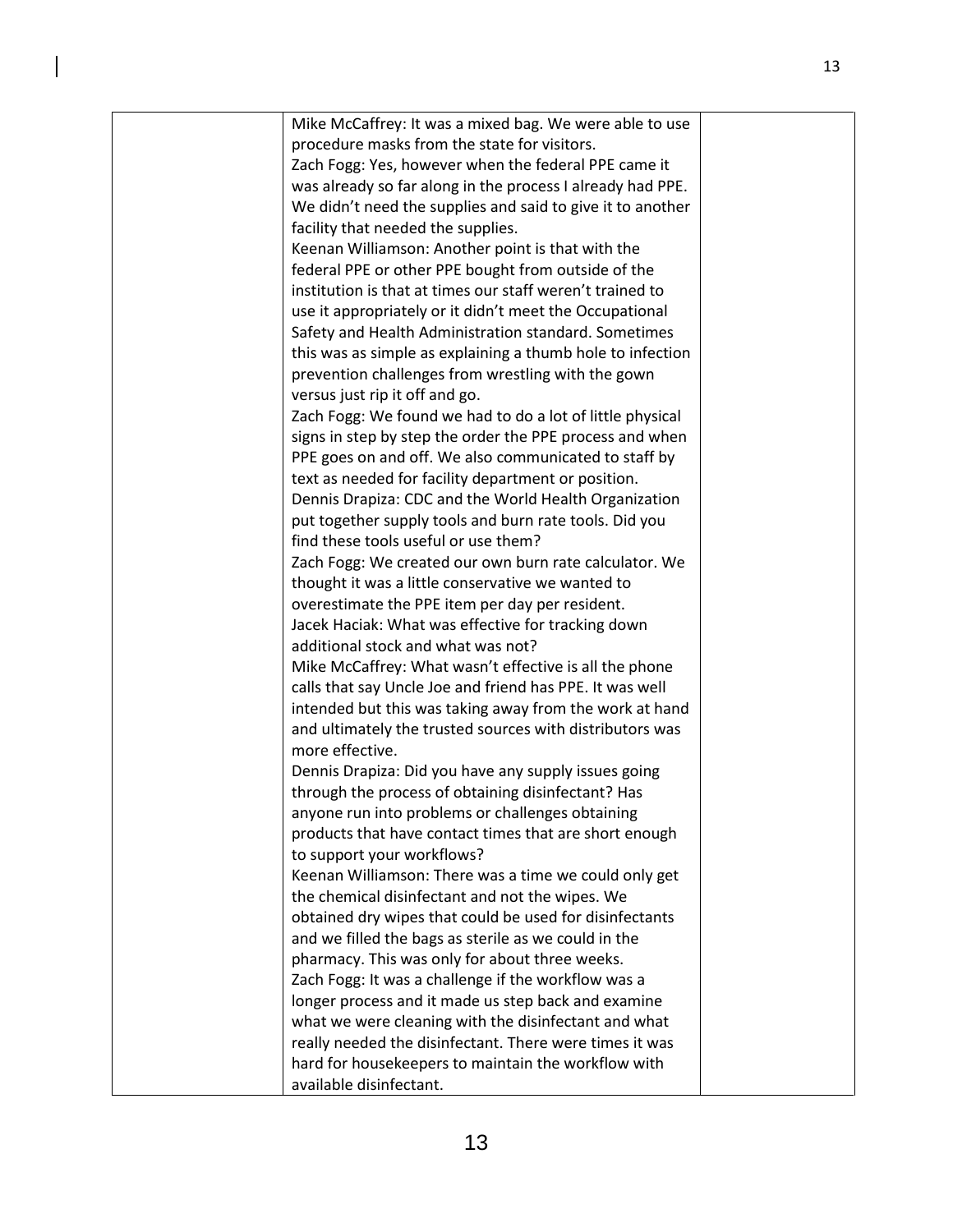| | | |
|---|---|---|
| | Mike McCaffrey: It was a mixed bag. We were able to use procedure masks from the state for visitors.<br>Zach Fogg: Yes, however when the federal PPE came it was already so far along in the process I already had PPE. We didn't need the supplies and said to give it to another facility that needed the supplies.<br>Keenan Williamson: Another point is that with the federal PPE or other PPE bought from outside of the institution is that at times our staff weren't trained to use it appropriately or it didn't meet the Occupational Safety and Health Administration standard. Sometimes this was as simple as explaining a thumb hole to infection prevention challenges from wrestling with the gown versus just rip it off and go.<br>Zach Fogg: We found we had to do a lot of little physical signs in step by step the order the PPE process and when PPE goes on and off. We also communicated to staff by text as needed for facility department or position.<br>Dennis Drapiza: CDC and the World Health Organization put together supply tools and burn rate tools. Did you find these tools useful or use them?<br>Zach Fogg: We created our own burn rate calculator. We thought it was a little conservative we wanted to overestimate the PPE item per day per resident.<br>Jacek Haciak: What was effective for tracking down additional stock and what was not?<br>Mike McCaffrey: What wasn't effective is all the phone calls that say Uncle Joe and friend has PPE. It was well intended but this was taking away from the work at hand and ultimately the trusted sources with distributors was more effective.<br>Dennis Drapiza: Did you have any supply issues going through the process of obtaining disinfectant? Has anyone run into problems or challenges obtaining products that have contact times that are short enough to support your workflows?<br>Keenan Williamson: There was a time we could only get the chemical disinfectant and not the wipes. We obtained dry wipes that could be used for disinfectants and we filled the bags as sterile as we could in the pharmacy. This was only for about three weeks.<br>Zach Fogg: It was a challenge if the workflow was a longer process and it made us step back and examine what we were cleaning with the disinfectant and what really needed the disinfectant. There were times it was hard for housekeepers to maintain the workflow with available disinfectant. | |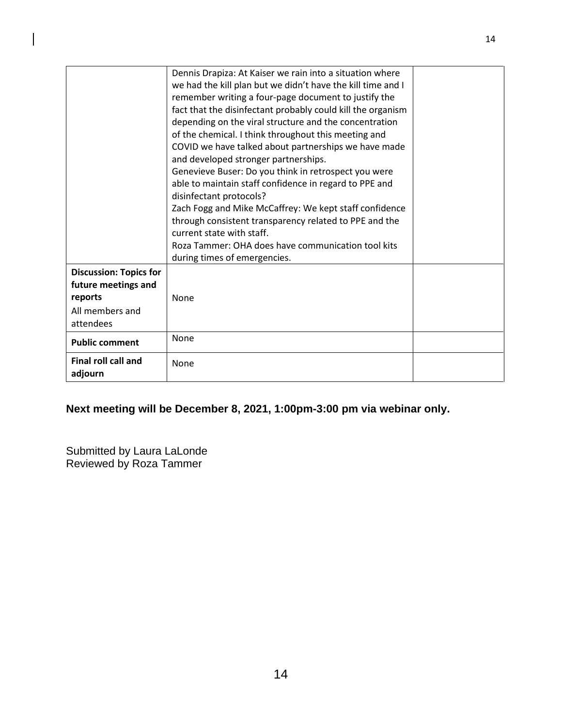| | | |
|---|---|---|
| | Dennis Drapiza: At Kaiser we rain into a situation where we had the kill plan but we didn't have the kill time and I remember writing a four-page document to justify the fact that the disinfectant probably could kill the organism depending on the viral structure and the concentration of the chemical. I think throughout this meeting and COVID we have talked about partnerships we have made and developed stronger partnerships.<br>Genevieve Buser: Do you think in retrospect you were able to maintain staff confidence in regard to PPE and disinfectant protocols?<br>Zach Fogg and Mike McCaffrey: We kept staff confidence through consistent transparency related to PPE and the current state with staff.<br>Roza Tammer: OHA does have communication tool kits during times of emergencies. | |
| **Discussion: Topics for future meetings and reports**<br>All members and attendees | None | |
| **Public comment** | None | |
| **Final roll call and adjourn** | None | |

**Next meeting will be December 8, 2021, 1:00pm-3:00 pm via webinar only.**

Submitted by Laura LaLonde
Reviewed by Roza Tammer